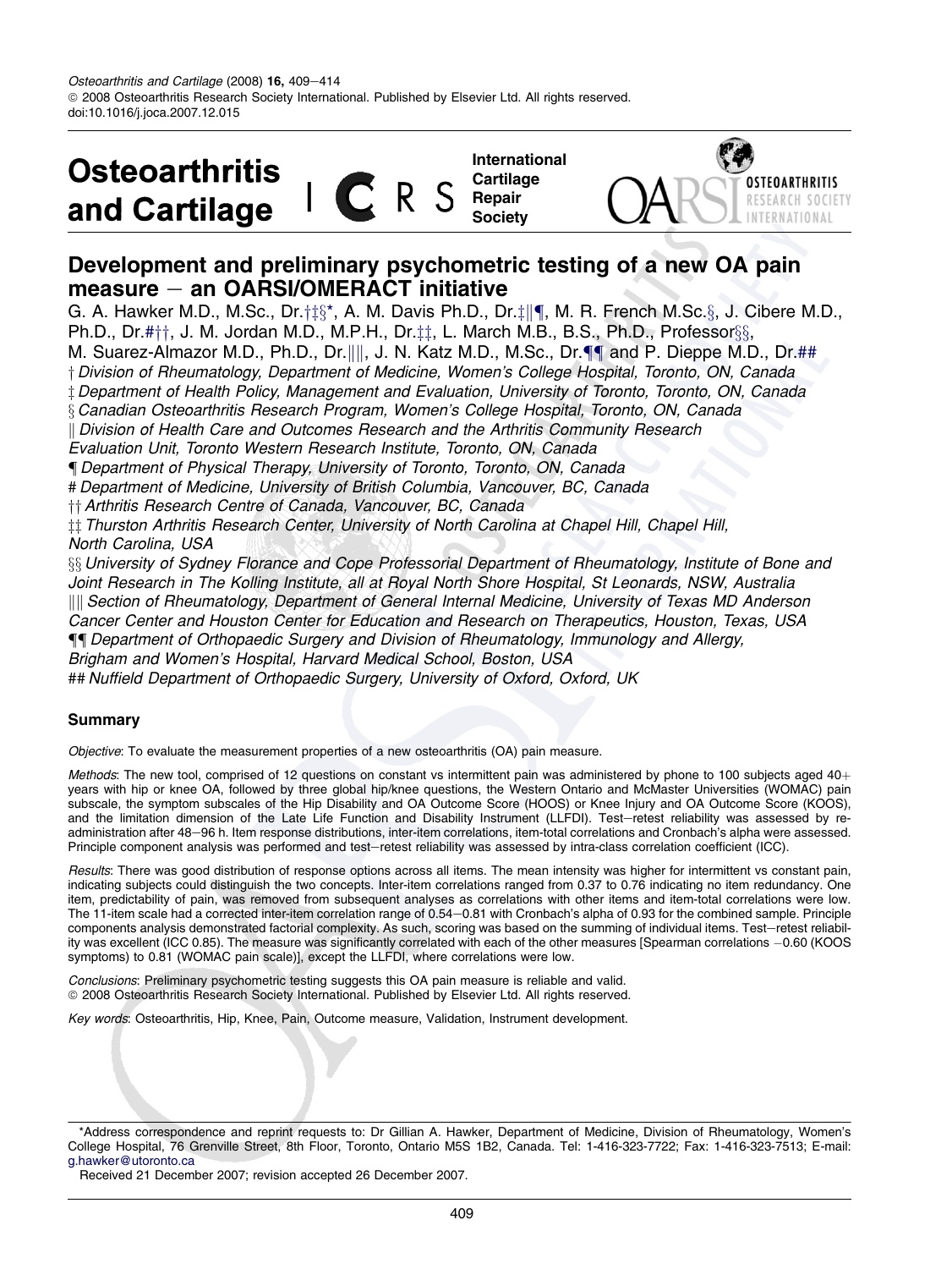Osteoarthritis and Cartilage (2008) 16, 409–414
© 2008 Osteoarthritis Research Society International. Published by Elsevier Ltd. All rights reserved.
doi:10.1016/j.joca.2007.12.015

# Development and preliminary psychometric testing of a new OA pain measure – an OARSI/OMERACT initiative

G. A. Hawker M.D., M.Sc., Dr.†‡§*, A. M. Davis Ph.D., Dr.‡||¶, M. R. French M.Sc.§, J. Cibere M.D., Ph.D., Dr.#††, J. M. Jordan M.D., M.P.H., Dr.‡‡, L. March M.B., B.S., Ph.D., Professor§§, M. Suarez-Almazor M.D., Ph.D., Dr.||||, J. N. Katz M.D., M.Sc., Dr.¶¶ and P. Dieppe M.D., Dr.##

*† Division of Rheumatology, Department of Medicine, Women's College Hospital, Toronto, ON, Canada*
*‡ Department of Health Policy, Management and Evaluation, University of Toronto, Toronto, ON, Canada*
*§ Canadian Osteoarthritis Research Program, Women's College Hospital, Toronto, ON, Canada*
*|| Division of Health Care and Outcomes Research and the Arthritis Community Research Evaluation Unit, Toronto Western Research Institute, Toronto, ON, Canada*
*¶ Department of Physical Therapy, University of Toronto, Toronto, ON, Canada*
*# Department of Medicine, University of British Columbia, Vancouver, BC, Canada*
*†† Arthritis Research Centre of Canada, Vancouver, BC, Canada*
*‡‡ Thurston Arthritis Research Center, University of North Carolina at Chapel Hill, Chapel Hill, North Carolina, USA*
*§§ University of Sydney Florance and Cope Professorial Department of Rheumatology, Institute of Bone and Joint Research in The Kolling Institute, all at Royal North Shore Hospital, St Leonards, NSW, Australia*
*|||| Section of Rheumatology, Department of General Internal Medicine, University of Texas MD Anderson Cancer Center and Houston Center for Education and Research on Therapeutics, Houston, Texas, USA*
*¶¶ Department of Orthopaedic Surgery and Division of Rheumatology, Immunology and Allergy, Brigham and Women's Hospital, Harvard Medical School, Boston, USA*
*## Nuffield Department of Orthopaedic Surgery, University of Oxford, Oxford, UK*

## Summary

*Objective*: To evaluate the measurement properties of a new osteoarthritis (OA) pain measure.

*Methods*: The new tool, comprised of 12 questions on constant vs intermittent pain was administered by phone to 100 subjects aged 40+ years with hip or knee OA, followed by three global hip/knee questions, the Western Ontario and McMaster Universities (WOMAC) pain subscale, the symptom subscales of the Hip Disability and OA Outcome Score (HOOS) or Knee Injury and OA Outcome Score (KOOS), and the limitation dimension of the Late Life Function and Disability Instrument (LLFDI). Test–retest reliability was assessed by re-administration after 48–96 h. Item response distributions, inter-item correlations, item-total correlations and Cronbach's alpha were assessed. Principle component analysis was performed and test–retest reliability was assessed by intra-class correlation coefficient (ICC).

*Results*: There was good distribution of response options across all items. The mean intensity was higher for intermittent vs constant pain, indicating subjects could distinguish the two concepts. Inter-item correlations ranged from 0.37 to 0.76 indicating no item redundancy. One item, predictability of pain, was removed from subsequent analyses as correlations with other items and item-total correlations were low. The 11-item scale had a corrected inter-item correlation range of 0.54–0.81 with Cronbach's alpha of 0.93 for the combined sample. Principle components analysis demonstrated factorial complexity. As such, scoring was based on the summing of individual items. Test–retest reliability was excellent (ICC 0.85). The measure was significantly correlated with each of the other measures [Spearman correlations −0.60 (KOOS symptoms) to 0.81 (WOMAC pain scale)], except the LLFDI, where correlations were low.

*Conclusions*: Preliminary psychometric testing suggests this OA pain measure is reliable and valid.
© 2008 Osteoarthritis Research Society International. Published by Elsevier Ltd. All rights reserved.

*Key words*: Osteoarthritis, Hip, Knee, Pain, Outcome measure, Validation, Instrument development.

*Address correspondence and reprint requests to: Dr Gillian A. Hawker, Department of Medicine, Division of Rheumatology, Women's College Hospital, 76 Grenville Street, 8th Floor, Toronto, Ontario M5S 1B2, Canada. Tel: 1-416-323-7722; Fax: 1-416-323-7513; E-mail: g.hawker@utoronto.ca

Received 21 December 2007; revision accepted 26 December 2007.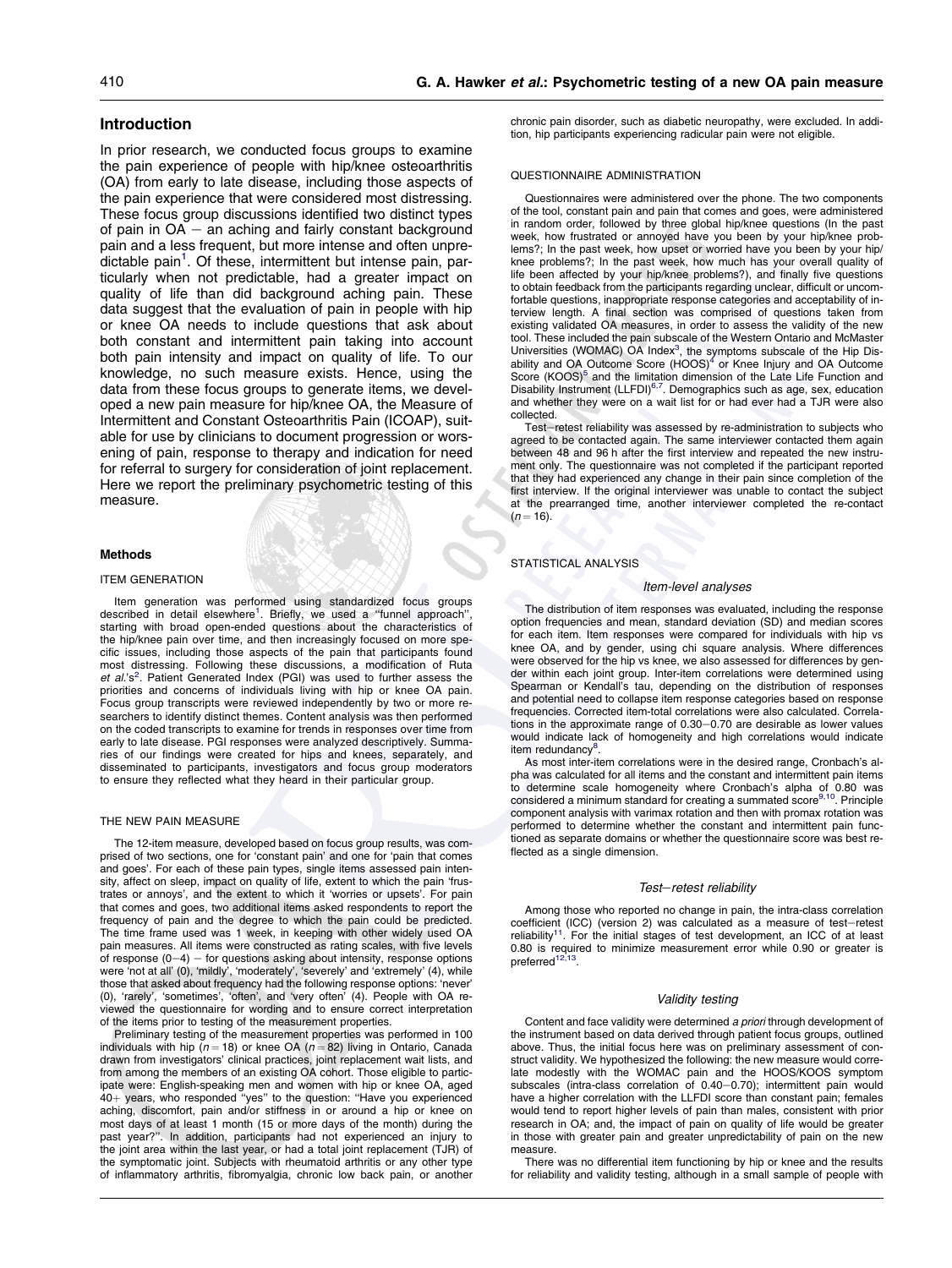## Introduction

In prior research, we conducted focus groups to examine the pain experience of people with hip/knee osteoarthritis (OA) from early to late disease, including those aspects of the pain experience that were considered most distressing. These focus group discussions identified two distinct types of pain in OA – an aching and fairly constant background pain and a less frequent, but more intense and often unpredictable pain[1]. Of these, intermittent but intense pain, particularly when not predictable, had a greater impact on quality of life than did background aching pain. These data suggest that the evaluation of pain in people with hip or knee OA needs to include questions that ask about both constant and intermittent pain taking into account both pain intensity and impact on quality of life. To our knowledge, no such measure exists. Hence, using the data from these focus groups to generate items, we developed a new pain measure for hip/knee OA, the Measure of Intermittent and Constant Osteoarthritis Pain (ICOAP), suitable for use by clinicians to document progression or worsening of pain, response to therapy and indication for need for referral to surgery for consideration of joint replacement. Here we report the preliminary psychometric testing of this measure.

### Methods

#### ITEM GENERATION

Item generation was performed using standardized focus groups described in detail elsewhere[1]. Briefly, we used a "funnel approach", starting with broad open-ended questions about the characteristics of the hip/knee pain over time, and then increasingly focused on more specific issues, including those aspects of the pain that participants found most distressing. Following these discussions, a modification of Ruta *et al.*'s[2]. Patient Generated Index (PGI) was used to further assess the priorities and concerns of individuals living with hip or knee OA pain. Focus group transcripts were reviewed independently by two or more researchers to identify distinct themes. Content analysis was then performed on the coded transcripts to examine for trends in responses over time from early to late disease. PGI responses were analyzed descriptively. Summaries of our findings were created for hips and knees, separately, and disseminated to participants, investigators and focus group moderators to ensure they reflected what they heard in their particular group.

#### THE NEW PAIN MEASURE

The 12-item measure, developed based on focus group results, was comprised of two sections, one for 'constant pain' and one for 'pain that comes and goes'. For each of these pain types, single items assessed pain intensity, affect on sleep, impact on quality of life, extent to which the pain 'frustrates or annoys', and the extent to which it 'worries or upsets'. For pain that comes and goes, two additional items asked respondents to report the frequency of pain and the degree to which the pain could be predicted. The time frame used was 1 week, in keeping with other widely used OA pain measures. All items were constructed as rating scales, with five levels of response (0–4) – for questions asking about intensity, response options were 'not at all' (0), 'mildly', 'moderately', 'severely' and 'extremely' (4), while those that asked about frequency had the following response options: 'never' (0), 'rarely', 'sometimes', 'often', and 'very often' (4). People with OA reviewed the questionnaire for wording and to ensure correct interpretation of the items prior to testing of the measurement properties.

Preliminary testing of the measurement properties was performed in 100 individuals with hip ($n = 18$) or knee OA ($n = 82$) living in Ontario, Canada drawn from investigators' clinical practices, joint replacement wait lists, and from among the members of an existing OA cohort. Those eligible to participate were: English-speaking men and women with hip or knee OA, aged 40+ years, who responded "yes" to the question: "Have you experienced aching, discomfort, pain and/or stiffness in or around a hip or knee on most days of at least 1 month (15 or more days of the month) during the past year?". In addition, participants had not experienced an injury to the joint area within the last year, or had a total joint replacement (TJR) of the symptomatic joint. Subjects with rheumatoid arthritis or any other type of inflammatory arthritis, fibromyalgia, chronic low back pain, or another chronic pain disorder, such as diabetic neuropathy, were excluded. In addition, hip participants experiencing radicular pain were not eligible.

#### QUESTIONNAIRE ADMINISTRATION

Questionnaires were administered over the phone. The two components of the tool, constant pain and pain that comes and goes, were administered in random order, followed by three global hip/knee questions (In the past week, how frustrated or annoyed have you been by your hip/knee problems?; In the past week, how upset or worried have you been by your hip/knee problems?; In the past week, how much has your overall quality of life been affected by your hip/knee problems?), and finally five questions to obtain feedback from the participants regarding unclear, difficult or uncomfortable questions, inappropriate response categories and acceptability of interview length. A final section was comprised of questions taken from existing validated OA measures, in order to assess the validity of the new tool. These included the pain subscale of the Western Ontario and McMaster Universities (WOMAC) OA Index[3], the symptoms subscale of the Hip Disability and OA Outcome Score (HOOS)[4] or Knee Injury and OA Outcome Score (KOOS)[5] and the limitation dimension of the Late Life Function and Disability Instrument (LLFDI)[6,7]. Demographics such as age, sex, education and whether they were on a wait list for or had ever had a TJR were also collected.

Test–retest reliability was assessed by re-administration to subjects who agreed to be contacted again. The same interviewer contacted them again between 48 and 96 h after the first interview and repeated the new instrument only. The questionnaire was not completed if the participant reported that they had experienced any change in their pain since completion of the first interview. If the original interviewer was unable to contact the subject at the prearranged time, another interviewer completed the re-contact ($n = 16$).

#### STATISTICAL ANALYSIS

##### *Item-level analyses*

The distribution of item responses was evaluated, including the response option frequencies and mean, standard deviation (SD) and median scores for each item. Item responses were compared for individuals with hip vs knee OA, and by gender, using chi square analysis. Where differences were observed for the hip vs knee, we also assessed for differences by gender within each joint group. Inter-item correlations were determined using Spearman or Kendall's tau, depending on the distribution of responses and potential need to collapse item response categories based on response frequencies. Corrected item-total correlations were also calculated. Correlations in the approximate range of 0.30–0.70 are desirable as lower values would indicate lack of homogeneity and high correlations would indicate item redundancy[8].

As most inter-item correlations were in the desired range, Cronbach's alpha was calculated for all items and the constant and intermittent pain items to determine scale homogeneity where Cronbach's alpha of 0.80 was considered a minimum standard for creating a summated score[9,10]. Principle component analysis with varimax rotation and then with promax rotation was performed to determine whether the constant and intermittent pain functioned as separate domains or whether the questionnaire score was best reflected as a single dimension.

##### *Test–retest reliability*

Among those who reported no change in pain, the intra-class correlation coefficient (ICC) (version 2) was calculated as a measure of test–retest reliability[11]. For the initial stages of test development, an ICC of at least 0.80 is required to minimize measurement error while 0.90 or greater is preferred[12,13].

##### *Validity testing*

Content and face validity were determined *a priori* through development of the instrument based on data derived through patient focus groups, outlined above. Thus, the initial focus here was on preliminary assessment of construct validity. We hypothesized the following: the new measure would correlate modestly with the WOMAC pain and the HOOS/KOOS symptom subscales (intra-class correlation of 0.40–0.70); intermittent pain would have a higher correlation with the LLFDI score than constant pain; females would tend to report higher levels of pain than males, consistent with prior research in OA; and, the impact of pain on quality of life would be greater in those with greater pain and greater unpredictability of pain on the new measure.

There was no differential item functioning by hip or knee and the results for reliability and validity testing, although in a small sample of people with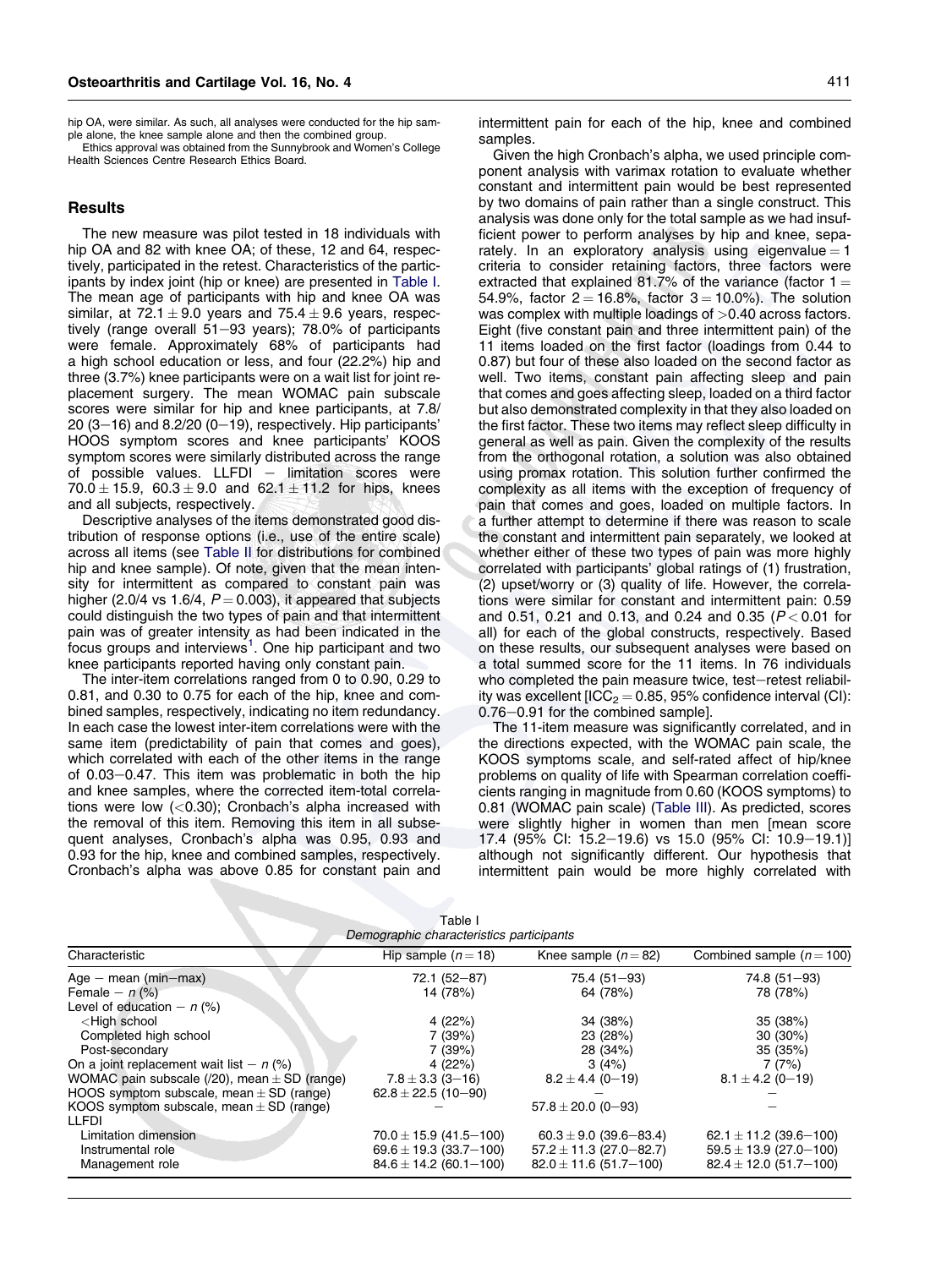hip OA, were similar. As such, all analyses were conducted for the hip sample alone, the knee sample alone and then the combined group.

Ethics approval was obtained from the Sunnybrook and Women's College Health Sciences Centre Research Ethics Board.

## Results

The new measure was pilot tested in 18 individuals with hip OA and 82 with knee OA; of these, 12 and 64, respectively, participated in the retest. Characteristics of the participants by index joint (hip or knee) are presented in Table I. The mean age of participants with hip and knee OA was similar, at $72.1 \pm 9.0$ years and $75.4 \pm 9.6$ years, respectively (range overall 51–93 years); 78.0% of participants were female. Approximately 68% of participants had a high school education or less, and four (22.2%) hip and three (3.7%) knee participants were on a wait list for joint replacement surgery. The mean WOMAC pain subscale scores were similar for hip and knee participants, at 7.8/20 (3–16) and 8.2/20 (0–19), respectively. Hip participants' HOOS symptom scores and knee participants' KOOS symptom scores were similarly distributed across the range of possible values. LLFDI – limitation scores were $70.0 \pm 15.9$, $60.3 \pm 9.0$ and $62.1 \pm 11.2$ for hips, knees and all subjects, respectively.

Descriptive analyses of the items demonstrated good distribution of response options (i.e., use of the entire scale) across all items (see Table II for distributions for combined hip and knee sample). Of note, given that the mean intensity for intermittent as compared to constant pain was higher (2.0/4 vs 1.6/4, $P = 0.003$), it appeared that subjects could distinguish the two types of pain and that intermittent pain was of greater intensity as had been indicated in the focus groups and interviews[1]. One hip participant and two knee participants reported having only constant pain.

The inter-item correlations ranged from 0 to 0.90, 0.29 to 0.81, and 0.30 to 0.75 for each of the hip, knee and combined samples, respectively, indicating no item redundancy. In each case the lowest inter-item correlations were with the same item (predictability of pain that comes and goes), which correlated with each of the other items in the range of 0.03–0.47. This item was problematic in both the hip and knee samples, where the corrected item-total correlations were low (<0.30); Cronbach's alpha increased with the removal of this item. Removing this item in all subsequent analyses, Cronbach's alpha was 0.95, 0.93 and 0.93 for the hip, knee and combined samples, respectively. Cronbach's alpha was above 0.85 for constant pain and intermittent pain for each of the hip, knee and combined samples.

Given the high Cronbach's alpha, we used principle component analysis with varimax rotation to evaluate whether constant and intermittent pain would be best represented by two domains of pain rather than a single construct. This analysis was done only for the total sample as we had insufficient power to perform analyses by hip and knee, separately. In an exploratory analysis using eigenvalue = 1 criteria to consider retaining factors, three factors were extracted that explained 81.7% of the variance (factor 1 = 54.9%, factor 2 = 16.8%, factor 3 = 10.0%). The solution was complex with multiple loadings of >0.40 across factors. Eight (five constant pain and three intermittent pain) of the 11 items loaded on the first factor (loadings from 0.44 to 0.87) but four of these also loaded on the second factor as well. Two items, constant pain affecting sleep and pain that comes and goes affecting sleep, loaded on a third factor but also demonstrated complexity in that they also loaded on the first factor. These two items may reflect sleep difficulty in general as well as pain. Given the complexity of the results from the orthogonal rotation, a solution was also obtained using promax rotation. This solution further confirmed the complexity as all items with the exception of frequency of pain that comes and goes, loaded on multiple factors. In a further attempt to determine if there was reason to scale the constant and intermittent pain separately, we looked at whether either of these two types of pain was more highly correlated with participants' global ratings of (1) frustration, (2) upset/worry or (3) quality of life. However, the correlations were similar for constant and intermittent pain: 0.59 and 0.51, 0.21 and 0.13, and 0.24 and 0.35 ($P < 0.01$ for all) for each of the global constructs, respectively. Based on these results, our subsequent analyses were based on a total summed score for the 11 items. In 76 individuals who completed the pain measure twice, test–retest reliability was excellent [$ICC_2 = 0.85$, 95% confidence interval (CI): 0.76–0.91 for the combined sample].

The 11-item measure was significantly correlated, and in the directions expected, with the WOMAC pain scale, the KOOS symptoms scale, and self-rated affect of hip/knee problems on quality of life with Spearman correlation coefficients ranging in magnitude from 0.60 (KOOS symptoms) to 0.81 (WOMAC pain scale) (Table III). As predicted, scores were slightly higher in women than men [mean score 17.4 (95% CI: 15.2–19.6) vs 15.0 (95% CI: 10.9–19.1)] although not significantly different. Our hypothesis that intermittent pain would be more highly correlated with

Table I
*Demographic characteristics participants*

| Characteristic | Hip sample ($n = 18$) | Knee sample ($n = 82$) | Combined sample ($n = 100$) |
|---|---|---|---|
| Age – mean (min–max) | 72.1 (52–87) | 75.4 (51–93) | 74.8 (51–93) |
| Female – *n* (%) | 14 (78%) | 64 (78%) | 78 (78%) |
| Level of education – *n* (%) | | | |
| <High school | 4 (22%) | 34 (38%) | 35 (38%) |
| Completed high school | 7 (39%) | 23 (28%) | 30 (30%) |
| Post-secondary | 7 (39%) | 28 (34%) | 35 (35%) |
| On a joint replacement wait list – *n* (%) | 4 (22%) | 3 (4%) | 7 (7%) |
| WOMAC pain subscale (/20), mean ± SD (range) | 7.8 ± 3.3 (3–16) | 8.2 ± 4.4 (0–19) | 8.1 ± 4.2 (0–19) |
| HOOS symptom subscale, mean ± SD (range) | 62.8 ± 22.5 (10–90) | – | – |
| KOOS symptom subscale, mean ± SD (range) | – | 57.8 ± 20.0 (0–93) | – |
| LLFDI | | | |
| Limitation dimension | 70.0 ± 15.9 (41.5–100) | 60.3 ± 9.0 (39.6–83.4) | 62.1 ± 11.2 (39.6–100) |
| Instrumental role | 69.6 ± 19.3 (33.7–100) | 57.2 ± 11.3 (27.0–82.7) | 59.5 ± 13.9 (27.0–100) |
| Management role | 84.6 ± 14.2 (60.1–100) | 82.0 ± 11.6 (51.7–100) | 82.4 ± 12.0 (51.7–100) |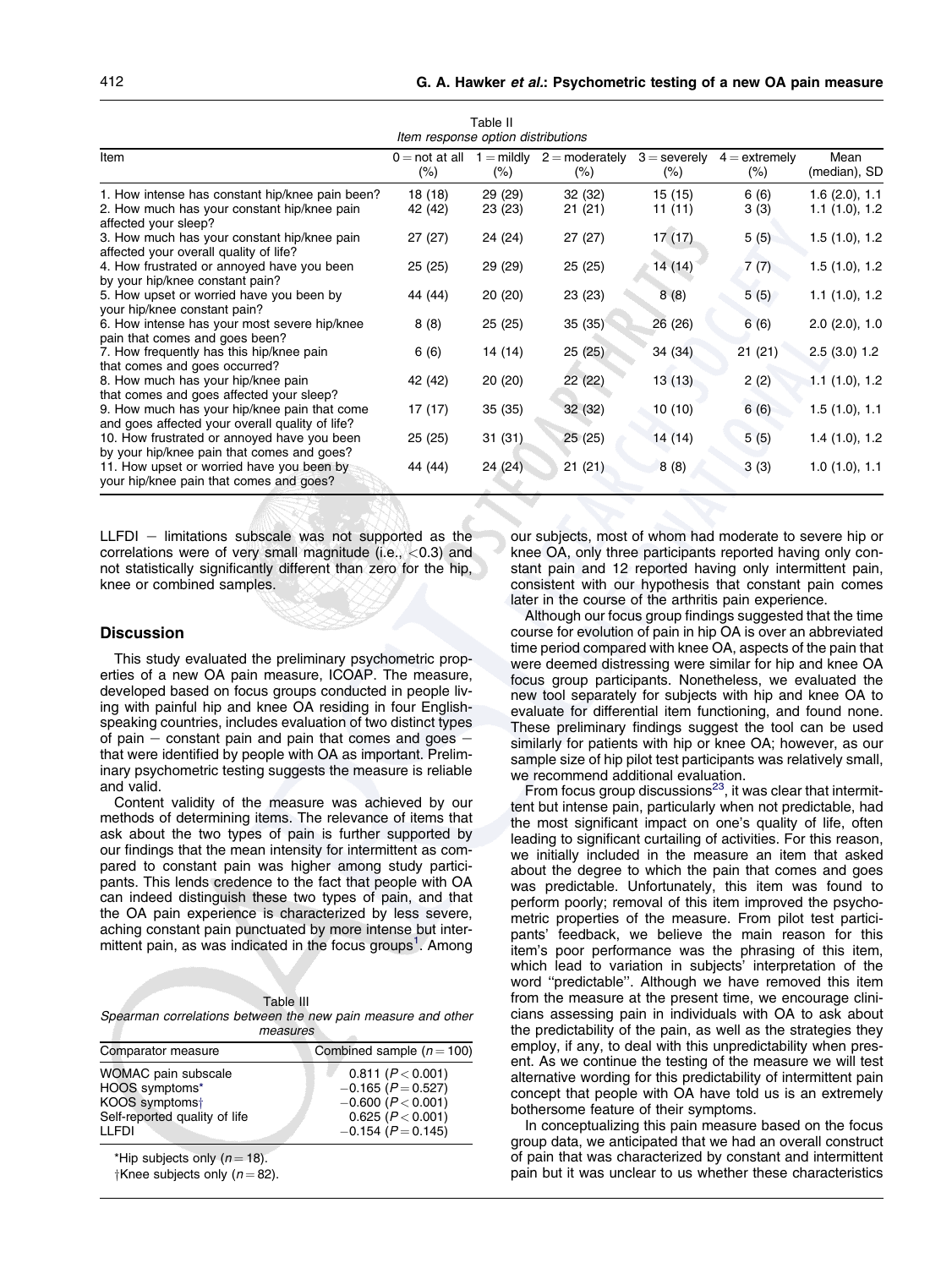Table II
*Item response option distributions*

| Item | 0 = not at all (%) | 1 = mildly (%) | 2 = moderately (%) | 3 = severely (%) | 4 = extremely (%) | Mean (median), SD |
|---|---|---|---|---|---|---|
| 1. How intense has constant hip/knee pain been? | 18 (18) | 29 (29) | 32 (32) | 15 (15) | 6 (6) | 1.6 (2.0), 1.1 |
| 2. How much has your constant hip/knee pain affected your sleep? | 42 (42) | 23 (23) | 21 (21) | 11 (11) | 3 (3) | 1.1 (1.0), 1.2 |
| 3. How much has your constant hip/knee pain affected your overall quality of life? | 27 (27) | 24 (24) | 27 (27) | 17 (17) | 5 (5) | 1.5 (1.0), 1.2 |
| 4. How frustrated or annoyed have you been by your hip/knee constant pain? | 25 (25) | 29 (29) | 25 (25) | 14 (14) | 7 (7) | 1.5 (1.0), 1.2 |
| 5. How upset or worried have you been by your hip/knee constant pain? | 44 (44) | 20 (20) | 23 (23) | 8 (8) | 5 (5) | 1.1 (1.0), 1.2 |
| 6. How intense has your most severe hip/knee pain that comes and goes been? | 8 (8) | 25 (25) | 35 (35) | 26 (26) | 6 (6) | 2.0 (2.0), 1.0 |
| 7. How frequently has this hip/knee pain that comes and goes occurred? | 6 (6) | 14 (14) | 25 (25) | 34 (34) | 21 (21) | 2.5 (3.0) 1.2 |
| 8. How much has your hip/knee pain that comes and goes affected your sleep? | 42 (42) | 20 (20) | 22 (22) | 13 (13) | 2 (2) | 1.1 (1.0), 1.2 |
| 9. How much has your hip/knee pain that come and goes affected your overall quality of life? | 17 (17) | 35 (35) | 32 (32) | 10 (10) | 6 (6) | 1.5 (1.0), 1.1 |
| 10. How frustrated or annoyed have you been by your hip/knee pain that comes and goes? | 25 (25) | 31 (31) | 25 (25) | 14 (14) | 5 (5) | 1.4 (1.0), 1.2 |
| 11. How upset or worried have you been by your hip/knee pain that comes and goes? | 44 (44) | 24 (24) | 21 (21) | 8 (8) | 3 (3) | 1.0 (1.0), 1.1 |

LLFDI – limitations subscale was not supported as the correlations were of very small magnitude (i.e., <0.3) and not statistically significantly different than zero for the hip, knee or combined samples.

## Discussion

This study evaluated the preliminary psychometric properties of a new OA pain measure, ICOAP. The measure, developed based on focus groups conducted in people living with painful hip and knee OA residing in four English-speaking countries, includes evaluation of two distinct types of pain – constant pain and pain that comes and goes – that were identified by people with OA as important. Preliminary psychometric testing suggests the measure is reliable and valid.

Content validity of the measure was achieved by our methods of determining items. The relevance of items that ask about the two types of pain is further supported by our findings that the mean intensity for intermittent as compared to constant pain was higher among study participants. This lends credence to the fact that people with OA can indeed distinguish these two types of pain, and that the OA pain experience is characterized by less severe, aching constant pain punctuated by more intense but intermittent pain, as was indicated in the focus groups[1]. Among

Table III
*Spearman correlations between the new pain measure and other measures*

| Comparator measure | Combined sample ($n = 100$) |
|---|---|
| WOMAC pain subscale | 0.811 ($P < 0.001$) |
| HOOS symptoms* | −0.165 ($P = 0.527$) |
| KOOS symptoms† | −0.600 ($P < 0.001$) |
| Self-reported quality of life | 0.625 ($P < 0.001$) |
| LLFDI | −0.154 ($P = 0.145$) |

*Hip subjects only ($n = 18$).
†Knee subjects only ($n = 82$).

our subjects, most of whom had moderate to severe hip or knee OA, only three participants reported having only constant pain and 12 reported having only intermittent pain, consistent with our hypothesis that constant pain comes later in the course of the arthritis pain experience.

Although our focus group findings suggested that the time course for evolution of pain in hip OA is over an abbreviated time period compared with knee OA, aspects of the pain that were deemed distressing were similar for hip and knee OA focus group participants. Nonetheless, we evaluated the new tool separately for subjects with hip and knee OA to evaluate for differential item functioning, and found none. These preliminary findings suggest the tool can be used similarly for patients with hip or knee OA; however, as our sample size of hip pilot test participants was relatively small, we recommend additional evaluation.

From focus group discussions[23], it was clear that intermittent but intense pain, particularly when not predictable, had the most significant impact on one's quality of life, often leading to significant curtailing of activities. For this reason, we initially included in the measure an item that asked about the degree to which the pain that comes and goes was predictable. Unfortunately, this item was found to perform poorly; removal of this item improved the psychometric properties of the measure. From pilot test participants' feedback, we believe the main reason for this item's poor performance was the phrasing of this item, which lead to variation in subjects' interpretation of the word "predictable". Although we have removed this item from the measure at the present time, we encourage clinicians assessing pain in individuals with OA to ask about the predictability of the pain, as well as the strategies they employ, if any, to deal with this unpredictability when present. As we continue the testing of the measure we will test alternative wording for this predictability of intermittent pain concept that people with OA have told us is an extremely bothersome feature of their symptoms.

In conceptualizing this pain measure based on the focus group data, we anticipated that we had an overall construct of pain that was characterized by constant and intermittent pain but it was unclear to us whether these characteristics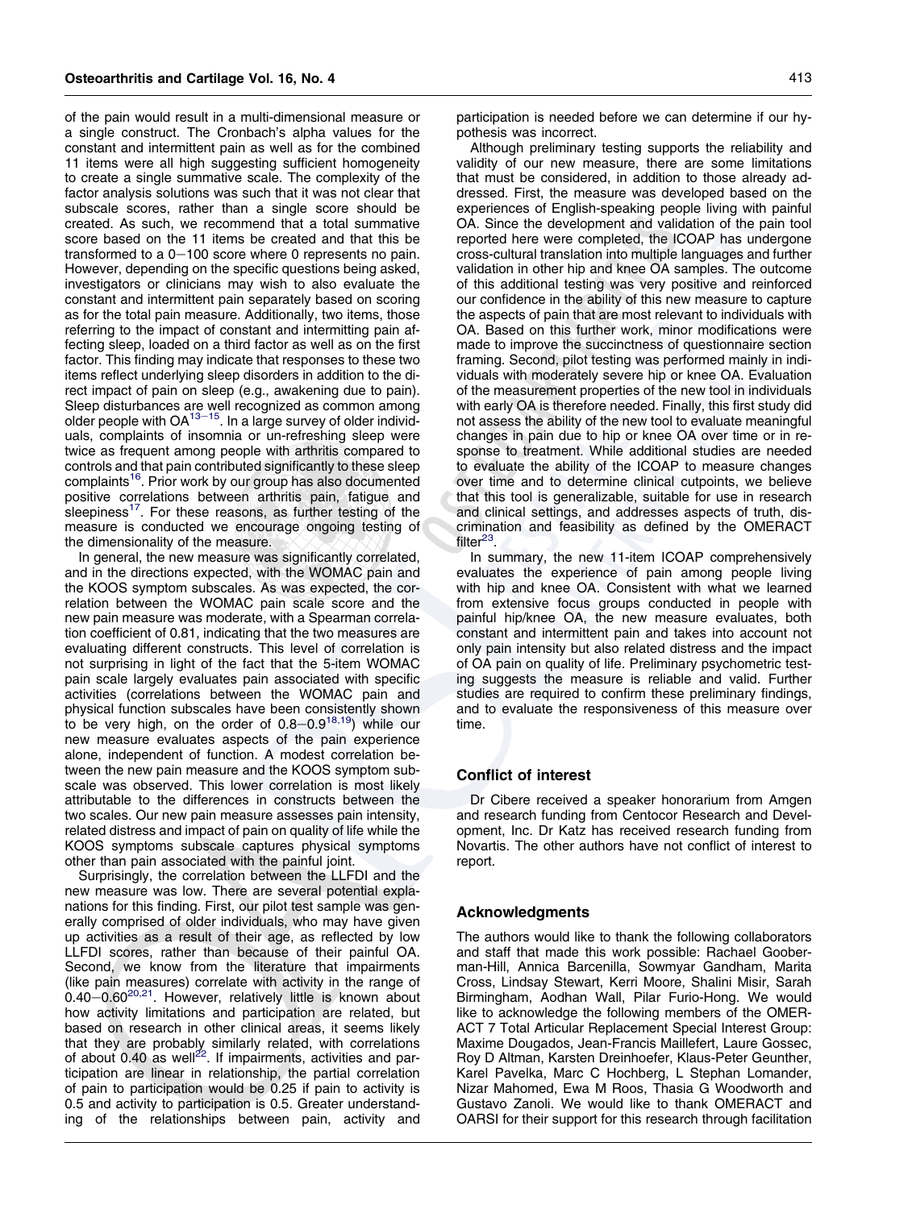of the pain would result in a multi-dimensional measure or a single construct. The Cronbach's alpha values for the constant and intermittent pain as well as for the combined 11 items were all high suggesting sufficient homogeneity to create a single summative scale. The complexity of the factor analysis solutions was such that it was not clear that subscale scores, rather than a single score should be created. As such, we recommend that a total summative score based on the 11 items be created and that this be transformed to a 0–100 score where 0 represents no pain. However, depending on the specific questions being asked, investigators or clinicians may wish to also evaluate the constant and intermittent pain separately based on scoring as for the total pain measure. Additionally, two items, those referring to the impact of constant and intermitting pain affecting sleep, loaded on a third factor as well as on the first factor. This finding may indicate that responses to these two items reflect underlying sleep disorders in addition to the direct impact of pain on sleep (e.g., awakening due to pain). Sleep disturbances are well recognized as common among older people with OA[13–15]. In a large survey of older individuals, complaints of insomnia or un-refreshing sleep were twice as frequent among people with arthritis compared to controls and that pain contributed significantly to these sleep complaints[16]. Prior work by our group has also documented positive correlations between arthritis pain, fatigue and sleepiness[17]. For these reasons, as further testing of the measure is conducted we encourage ongoing testing of the dimensionality of the measure.

In general, the new measure was significantly correlated, and in the directions expected, with the WOMAC pain and the KOOS symptom subscales. As was expected, the correlation between the WOMAC pain scale score and the new pain measure was moderate, with a Spearman correlation coefficient of 0.81, indicating that the two measures are evaluating different constructs. This level of correlation is not surprising in light of the fact that the 5-item WOMAC pain scale largely evaluates pain associated with specific activities (correlations between the WOMAC pain and physical function subscales have been consistently shown to be very high, on the order of 0.8–0.9[18,19]) while our new measure evaluates aspects of the pain experience alone, independent of function. A modest correlation between the new pain measure and the KOOS symptom subscale was observed. This lower correlation is most likely attributable to the differences in constructs between the two scales. Our new pain measure assesses pain intensity, related distress and impact of pain on quality of life while the KOOS symptoms subscale captures physical symptoms other than pain associated with the painful joint.

Surprisingly, the correlation between the LLFDI and the new measure was low. There are several potential explanations for this finding. First, our pilot test sample was generally comprised of older individuals, who may have given up activities as a result of their age, as reflected by low LLFDI scores, rather than because of their painful OA. Second, we know from the literature that impairments (like pain measures) correlate with activity in the range of 0.40–0.60[20,21]. However, relatively little is known about how activity limitations and participation are related, but based on research in other clinical areas, it seems likely that they are probably similarly related, with correlations of about 0.40 as well[22]. If impairments, activities and participation are linear in relationship, the partial correlation of pain to participation would be 0.25 if pain to activity is 0.5 and activity to participation is 0.5. Greater understanding of the relationships between pain, activity and participation is needed before we can determine if our hypothesis was incorrect.

Although preliminary testing supports the reliability and validity of our new measure, there are some limitations that must be considered, in addition to those already addressed. First, the measure was developed based on the experiences of English-speaking people living with painful OA. Since the development and validation of the pain tool reported here were completed, the ICOAP has undergone cross-cultural translation into multiple languages and further validation in other hip and knee OA samples. The outcome of this additional testing was very positive and reinforced our confidence in the ability of this new measure to capture the aspects of pain that are most relevant to individuals with OA. Based on this further work, minor modifications were made to improve the succinctness of questionnaire section framing. Second, pilot testing was performed mainly in individuals with moderately severe hip or knee OA. Evaluation of the measurement properties of the new tool in individuals with early OA is therefore needed. Finally, this first study did not assess the ability of the new tool to evaluate meaningful changes in pain due to hip or knee OA over time or in response to treatment. While additional studies are needed to evaluate the ability of the ICOAP to measure changes over time and to determine clinical cutpoints, we believe that this tool is generalizable, suitable for use in research and clinical settings, and addresses aspects of truth, discrimination and feasibility as defined by the OMERACT filter[23].

In summary, the new 11-item ICOAP comprehensively evaluates the experience of pain among people living with hip and knee OA. Consistent with what we learned from extensive focus groups conducted in people with painful hip/knee OA, the new measure evaluates, both constant and intermittent pain and takes into account not only pain intensity but also related distress and the impact of OA pain on quality of life. Preliminary psychometric testing suggests the measure is reliable and valid. Further studies are required to confirm these preliminary findings, and to evaluate the responsiveness of this measure over time.

## Conflict of interest

Dr Cibere received a speaker honorarium from Amgen and research funding from Centocor Research and Development, Inc. Dr Katz has received research funding from Novartis. The other authors have not conflict of interest to report.

## Acknowledgments

The authors would like to thank the following collaborators and staff that made this work possible: Rachael Gooberman-Hill, Annica Barcenilla, Sowmyar Gandham, Marita Cross, Lindsay Stewart, Kerri Moore, Shalini Misir, Sarah Birmingham, Aodhan Wall, Pilar Furio-Hong. We would like to acknowledge the following members of the OMERACT 7 Total Articular Replacement Special Interest Group: Maxime Dougados, Jean-Francis Maillefert, Laure Gossec, Roy D Altman, Karsten Dreinhoefer, Klaus-Peter Geunther, Karel Pavelka, Marc C Hochberg, L Stephan Lomander, Nizar Mahomed, Ewa M Roos, Thasia G Woodworth and Gustavo Zanoli. We would like to thank OMERACT and OARSI for their support for this research through facilitation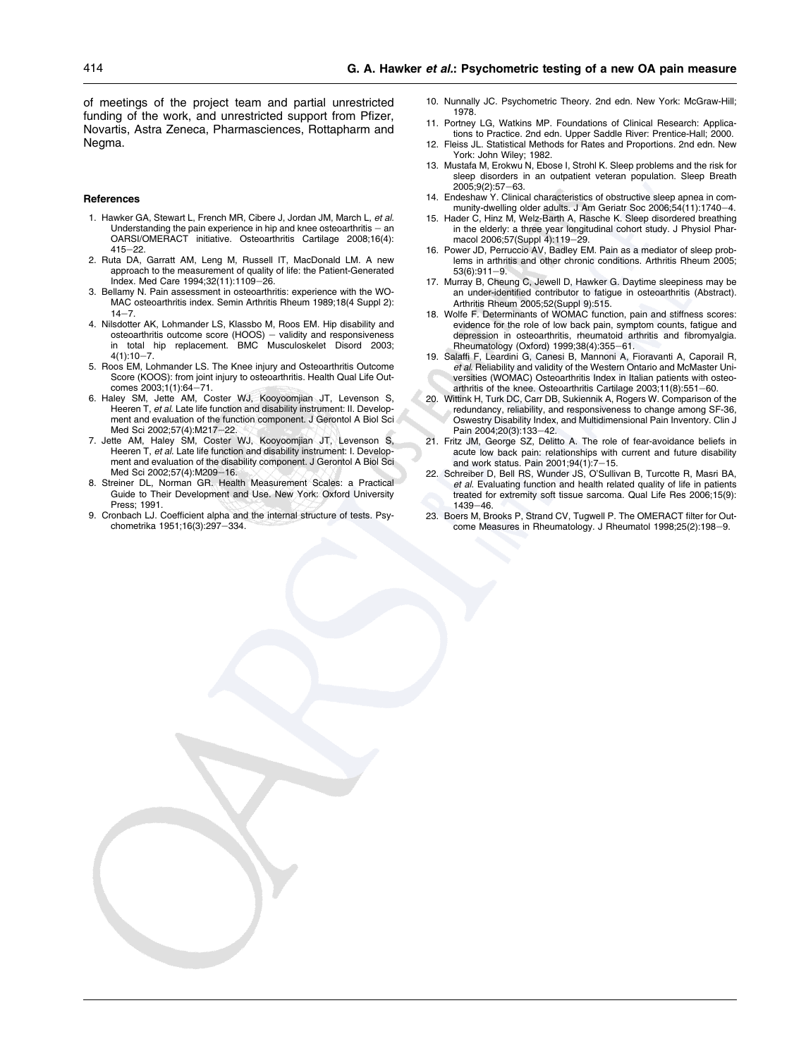of meetings of the project team and partial unrestricted funding of the work, and unrestricted support from Pfizer, Novartis, Astra Zeneca, Pharmasciences, Rottapharm and Negma.

### References

1. Hawker GA, Stewart L, French MR, Cibere J, Jordan JM, March L, *et al.* Understanding the pain experience in hip and knee osteoarthritis – an OARSI/OMERACT initiative. Osteoarthritis Cartilage 2008;16(4): 415–22.
2. Ruta DA, Garratt AM, Leng M, Russell IT, MacDonald LM. A new approach to the measurement of quality of life: the Patient-Generated Index. Med Care 1994;32(11):1109–26.
3. Bellamy N. Pain assessment in osteoarthritis: experience with the WOMAC osteoarthritis index. Semin Arthritis Rheum 1989;18(4 Suppl 2): 14–7.
4. Nilsdotter AK, Lohmander LS, Klassbo M, Roos EM. Hip disability and osteoarthritis outcome score (HOOS) – validity and responsiveness in total hip replacement. BMC Musculoskelet Disord 2003; 4(1):10–7.
5. Roos EM, Lohmander LS. The Knee injury and Osteoarthritis Outcome Score (KOOS): from joint injury to osteoarthritis. Health Qual Life Outcomes 2003;1(1):64–71.
6. Haley SM, Jette AM, Coster WJ, Kooyoomjian JT, Levenson S, Heeren T, *et al.* Late life function and disability instrument: II. Development and evaluation of the function component. J Gerontol A Biol Sci Med Sci 2002;57(4):M217–22.
7. Jette AM, Haley SM, Coster WJ, Kooyoomjian JT, Levenson S, Heeren T, *et al.* Late life function and disability instrument: I. Development and evaluation of the disability component. J Gerontol A Biol Sci Med Sci 2002;57(4):M209–16.
8. Streiner DL, Norman GR. Health Measurement Scales: a Practical Guide to Their Development and Use. New York: Oxford University Press; 1991.
9. Cronbach LJ. Coefficient alpha and the internal structure of tests. Psychometrika 1951;16(3):297–334.
10. Nunnally JC. Psychometric Theory. 2nd edn. New York: McGraw-Hill; 1978.
11. Portney LG, Watkins MP. Foundations of Clinical Research: Applications to Practice. 2nd edn. Upper Saddle River: Prentice-Hall; 2000.
12. Fleiss JL. Statistical Methods for Rates and Proportions. 2nd edn. New York: John Wiley; 1982.
13. Mustafa M, Erokwu N, Ebose I, Strohl K. Sleep problems and the risk for sleep disorders in an outpatient veteran population. Sleep Breath 2005;9(2):57–63.
14. Endeshaw Y. Clinical characteristics of obstructive sleep apnea in community-dwelling older adults. J Am Geriatr Soc 2006;54(11):1740–4.
15. Hader C, Hinz M, Welz-Barth A, Rasche K. Sleep disordered breathing in the elderly: a three year longitudinal cohort study. J Physiol Pharmacol 2006;57(Suppl 4):119–29.
16. Power JD, Perruccio AV, Badley EM. Pain as a mediator of sleep problems in arthritis and other chronic conditions. Arthritis Rheum 2005; 53(6):911–9.
17. Murray B, Cheung C, Jewell D, Hawker G. Daytime sleepiness may be an under-identified contributor to fatigue in osteoarthritis (Abstract). Arthritis Rheum 2005;52(Suppl 9):515.
18. Wolfe F. Determinants of WOMAC function, pain and stiffness scores: evidence for the role of low back pain, symptom counts, fatigue and depression in osteoarthritis, rheumatoid arthritis and fibromyalgia. Rheumatology (Oxford) 1999;38(4):355–61.
19. Salaffi F, Leardini G, Canesi B, Mannoni A, Fioravanti A, Caporail R, *et al.* Reliability and validity of the Western Ontario and McMaster Universities (WOMAC) Osteoarthritis Index in Italian patients with osteoarthritis of the knee. Osteoarthritis Cartilage 2003;11(8):551–60.
20. Wittink H, Turk DC, Carr DB, Sukiennik A, Rogers W. Comparison of the redundancy, reliability, and responsiveness to change among SF-36, Oswestry Disability Index, and Multidimensional Pain Inventory. Clin J Pain 2004;20(3):133–42.
21. Fritz JM, George SZ, Delitto A. The role of fear-avoidance beliefs in acute low back pain: relationships with current and future disability and work status. Pain 2001;94(1):7–15.
22. Schreiber D, Bell RS, Wunder JS, O'Sullivan B, Turcotte R, Masri BA, *et al.* Evaluating function and health related quality of life in patients treated for extremity soft tissue sarcoma. Qual Life Res 2006;15(9): 1439–46.
23. Boers M, Brooks P, Strand CV, Tugwell P. The OMERACT filter for Outcome Measures in Rheumatology. J Rheumatol 1998;25(2):198–9.